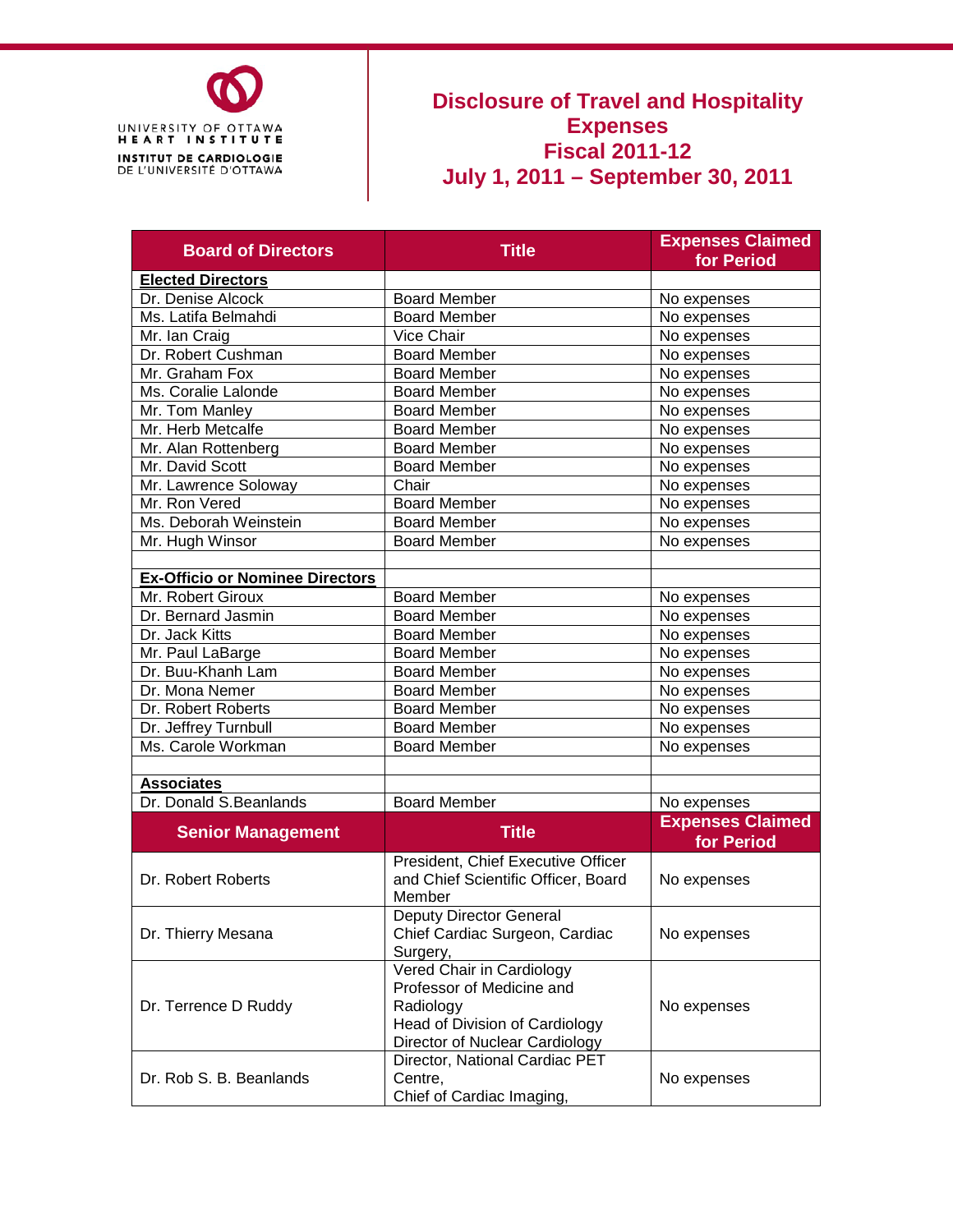UNIVERSITY OF OTTAWA
HEART INSTITUTE
INSTITUT DE CARDIOLOGIE
DE L'UNIVERSITÉ D'OTTAWA

# Disclosure of Travel and Hospitality Expenses
# Fiscal 2011-12
# July 1, 2011 – September 30, 2011

| Board of Directors | Title | Expenses Claimed for Period |
|---|---|---|
| **Elected Directors** | | |
| Dr. Denise Alcock | Board Member | No expenses |
| Ms. Latifa Belmahdi | Board Member | No expenses |
| Mr. Ian Craig | Vice Chair | No expenses |
| Dr. Robert Cushman | Board Member | No expenses |
| Mr. Graham Fox | Board Member | No expenses |
| Ms. Coralie Lalonde | Board Member | No expenses |
| Mr. Tom Manley | Board Member | No expenses |
| Mr. Herb Metcalfe | Board Member | No expenses |
| Mr. Alan Rottenberg | Board Member | No expenses |
| Mr. David Scott | Board Member | No expenses |
| Mr. Lawrence Soloway | Chair | No expenses |
| Mr. Ron Vered | Board Member | No expenses |
| Ms. Deborah Weinstein | Board Member | No expenses |
| Mr. Hugh Winsor | Board Member | No expenses |
| | | |
| **Ex-Officio or Nominee Directors** | | |
| Mr. Robert Giroux | Board Member | No expenses |
| Dr. Bernard Jasmin | Board Member | No expenses |
| Dr. Jack Kitts | Board Member | No expenses |
| Mr. Paul LaBarge | Board Member | No expenses |
| Dr. Buu-Khanh Lam | Board Member | No expenses |
| Dr. Mona Nemer | Board Member | No expenses |
| Dr. Robert Roberts | Board Member | No expenses |
| Dr. Jeffrey Turnbull | Board Member | No expenses |
| Ms. Carole Workman | Board Member | No expenses |
| | | |
| **Associates** | | |
| Dr. Donald S.Beanlands | Board Member | No expenses |
| **Senior Management** | **Title** | **Expenses Claimed for Period** |
| Dr. Robert Roberts | President, Chief Executive Officer and Chief Scientific Officer, Board Member | No expenses |
| Dr. Thierry Mesana | Deputy Director General Chief Cardiac Surgeon, Cardiac Surgery, | No expenses |
| Dr. Terrence D Ruddy | Vered Chair in Cardiology Professor of Medicine and Radiology Head of Division of Cardiology Director of Nuclear Cardiology | No expenses |
| Dr. Rob S. B. Beanlands | Director, National Cardiac PET Centre, Chief of Cardiac Imaging, | No expenses |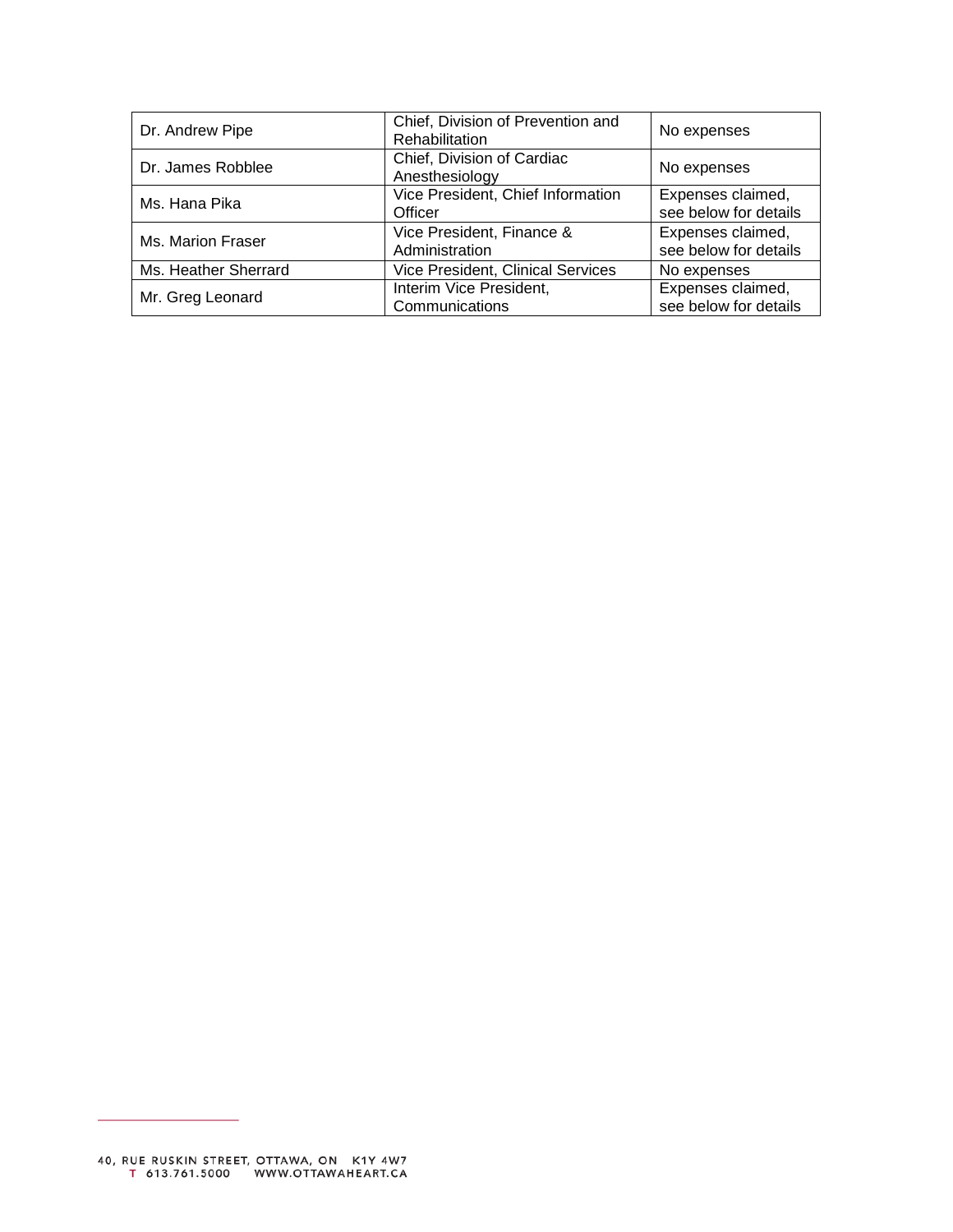| Dr. Andrew Pipe | Chief, Division of Prevention and Rehabilitation | No expenses |
|---|---|---|
| Dr. James Robblee | Chief, Division of Cardiac Anesthesiology | No expenses |
| Ms. Hana Pika | Vice President, Chief Information Officer | Expenses claimed, see below for details |
| Ms. Marion Fraser | Vice President, Finance & Administration | Expenses claimed, see below for details |
| Ms. Heather Sherrard | Vice President, Clinical Services | No expenses |
| Mr. Greg Leonard | Interim Vice President, Communications | Expenses claimed, see below for details |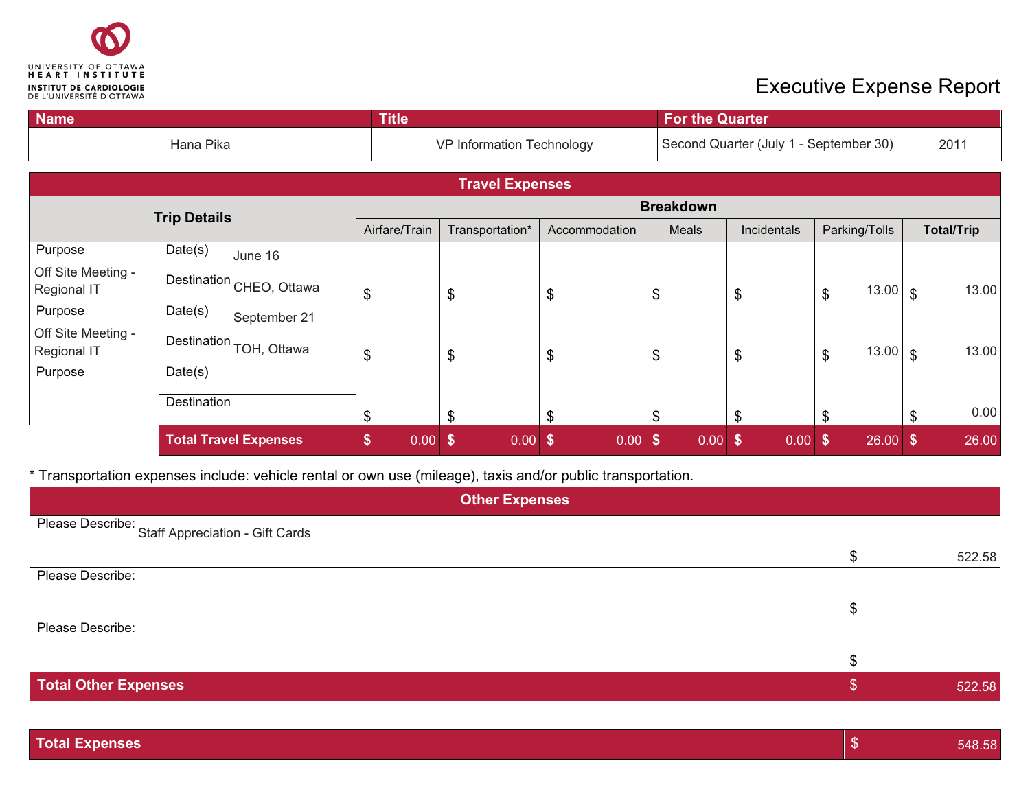UNIVERSITY OF OTTAWA HEART INSTITUTE
INSTITUT DE CARDIOLOGIE DE L'UNIVERSITÉ D'OTTAWA

# Executive Expense Report

| Name | Title | For the Quarter |
|---|---|---|
| Hana Pika | VP Information Technology | Second Quarter (July 1 - September 30) 2011 |

## Travel Expenses

| Trip Details | | | Breakdown | | | | | | |
|---|---|---|---|---|---|---|---|---|---|
| | | | Airfare/Train | Transportation* | Accommodation | Meals | Incidentals | Parking/Tolls | Total/Trip |
| Purpose: Off Site Meeting - Regional IT | Date(s): June 16 | Destination: CHEO, Ottawa | $ | $ | $ | $ | $ | $ 13.00 | $ 13.00 |
| Purpose: Off Site Meeting - Regional IT | Date(s): September 21 | Destination: TOH, Ottawa | $ | $ | $ | $ | $ | $ 13.00 | $ 13.00 |
| Purpose: | Date(s): | Destination: | $ | $ | $ | $ | $ | $ | $ 0.00 |
| | **Total Travel Expenses** | | $ 0.00 | $ 0.00 | $ 0.00 | $ 0.00 | $ 0.00 | $ 26.00 | $ 26.00 |

* Transportation expenses include: vehicle rental or own use (mileage), taxis and/or public transportation.

## Other Expenses

| Description | Amount |
|---|---|
| Please Describe: Staff Appreciation - Gift Cards | $ 522.58 |
| Please Describe: | $ |
| Please Describe: | $ |
| **Total Other Expenses** | $ 522.58 |

| | |
|---|---|
| **Total Expenses** | $ 548.58 |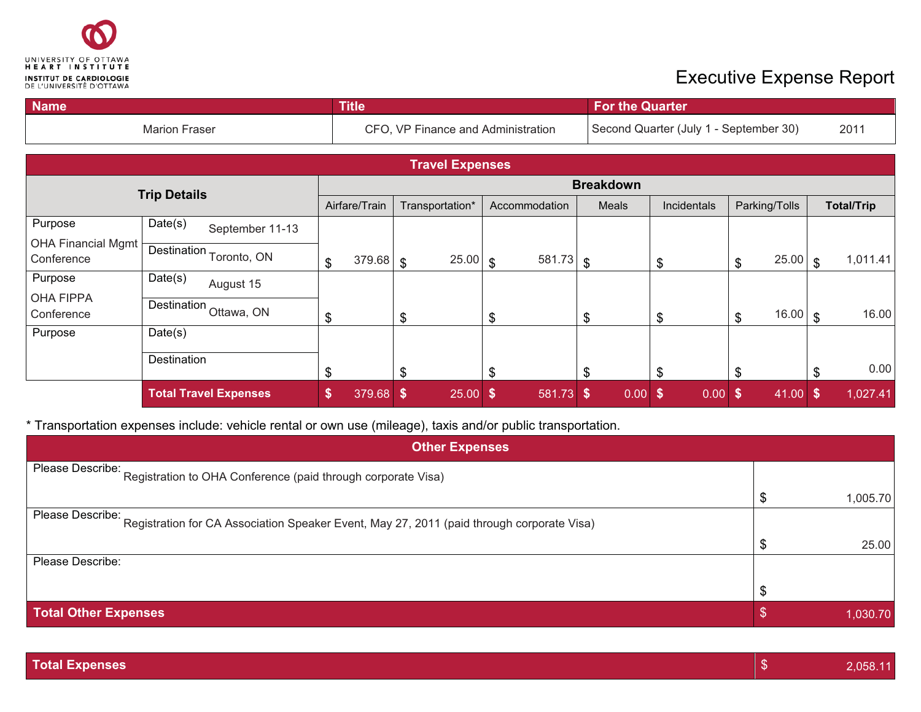UNIVERSITY OF OTTAWA HEART INSTITUTE
INSTITUT DE CARDIOLOGIE DE L'UNIVERSITÉ D'OTTAWA

# Executive Expense Report

| Name | Title | For the Quarter | |
|---|---|---|---|
| Marion Fraser | CFO, VP Finance and Administration | Second Quarter (July 1 - September 30) | 2011 |

## Travel Expenses

| Trip Details | | Breakdown | | | | | | |
|---|---|---|---|---|---|---|---|---|
| Purpose | Date(s) / Destination | Airfare/Train | Transportation* | Accommodation | Meals | Incidentals | Parking/Tolls | Total/Trip |
| OHA Financial Mgmt Conference | Date(s): September 11-13; Destination: Toronto, ON | $ 379.68 | $ 25.00 | $ 581.73 | $ | $ | $ 25.00 | $ 1,011.41 |
| OHA FIPPA Conference | Date(s): August 15; Destination: Ottawa, ON | $ | $ | $ | $ | $ | $ 16.00 | $ 16.00 |
| Purpose | Date(s): ; Destination: | $ | $ | $ | $ | $ | $ | $ 0.00 |
| | **Total Travel Expenses** | **$ 379.68** | **$ 25.00** | **$ 581.73** | **$ 0.00** | **$ 0.00** | **$ 41.00** | **$ 1,027.41** |

\* Transportation expenses include: vehicle rental or own use (mileage), taxis and/or public transportation.

## Other Expenses

| Description | Amount |
|---|---|
| Please Describe: Registration to OHA Conference (paid through corporate Visa) | $ 1,005.70 |
| Please Describe: Registration for CA Association Speaker Event, May 27, 2011 (paid through corporate Visa) | $ 25.00 |
| Please Describe: | $ |
| **Total Other Expenses** | **$ 1,030.70** |

| **Total Expenses** | **$ 2,058.11** |
|---|---|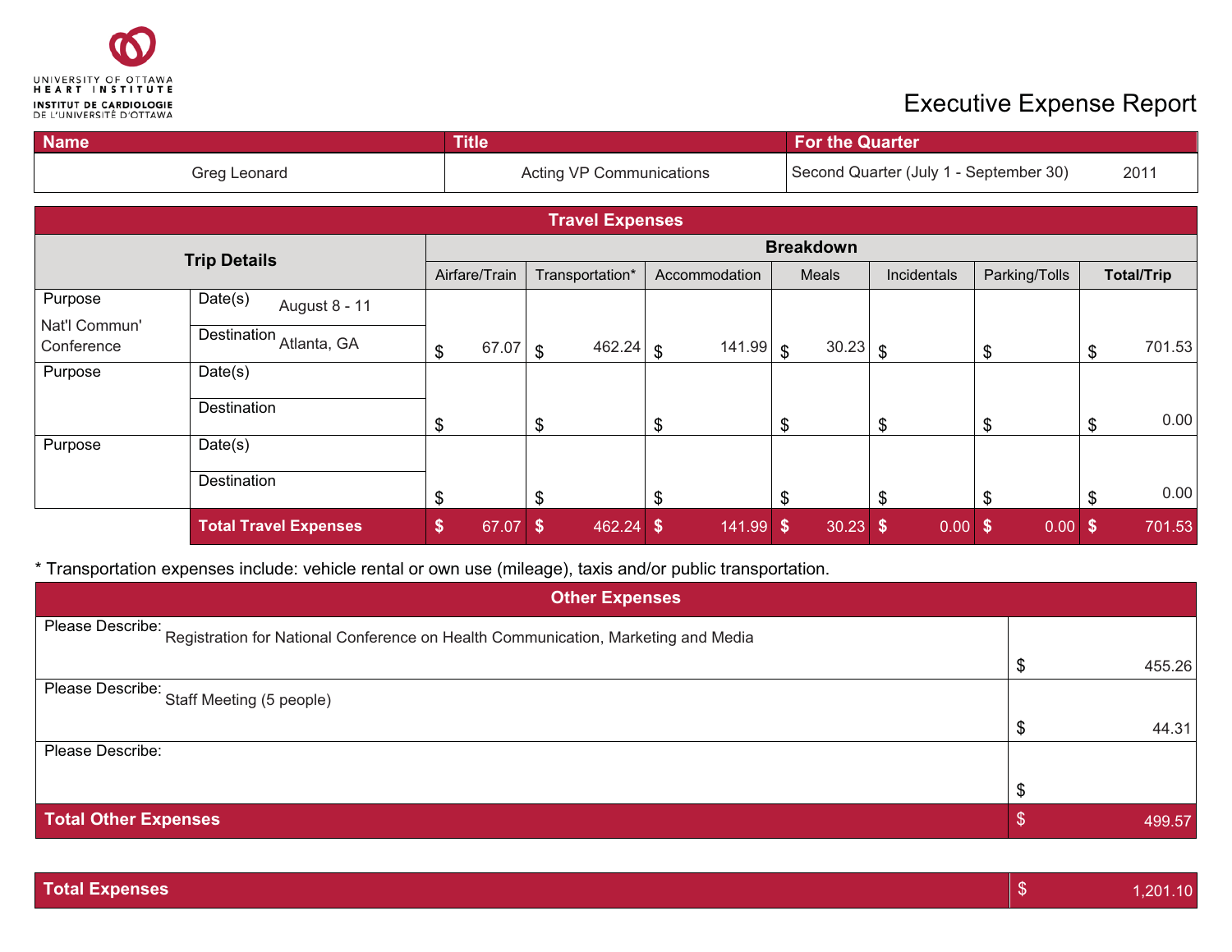UNIVERSITY OF OTTAWA
HEART INSTITUTE
INSTITUT DE CARDIOLOGIE
DE L'UNIVERSITÉ D'OTTAWA

# Executive Expense Report

| Name | Title | For the Quarter |
|---|---|---|
| Greg Leonard | Acting VP Communications | Second Quarter (July 1 - September 30) 2011 |

## Travel Expenses

| Trip Details | | Breakdown | | | | | | |
|---|---|---|---|---|---|---|---|---|
| | | Airfare/Train | Transportation* | Accommodation | Meals | Incidentals | Parking/Tolls | Total/Trip |
| Purpose: Nat'l Commun' Conference | Date(s): August 8 - 11; Destination: Atlanta, GA | $ 67.07 | $ 462.24 | $ 141.99 | $ 30.23 | $ | $ | $ 701.53 |
| Purpose | Date(s); Destination | $ | $ | $ | $ | $ | $ | $ 0.00 |
| Purpose | Date(s); Destination | $ | $ | $ | $ | $ | $ | $ 0.00 |
| | **Total Travel Expenses** | **$ 67.07** | **$ 462.24** | **$ 141.99** | **$ 30.23** | **$ 0.00** | **$ 0.00** | **$ 701.53** |

\* Transportation expenses include: vehicle rental or own use (mileage), taxis and/or public transportation.

## Other Expenses

| Description | Amount |
|---|---|
| Please Describe: Registration for National Conference on Health Communication, Marketing and Media | $ 455.26 |
| Please Describe: Staff Meeting (5 people) | $ 44.31 |
| Please Describe: | $ |
| **Total Other Expenses** | **$ 499.57** |

| | |
|---|---|
| **Total Expenses** | **$ 1,201.10** |